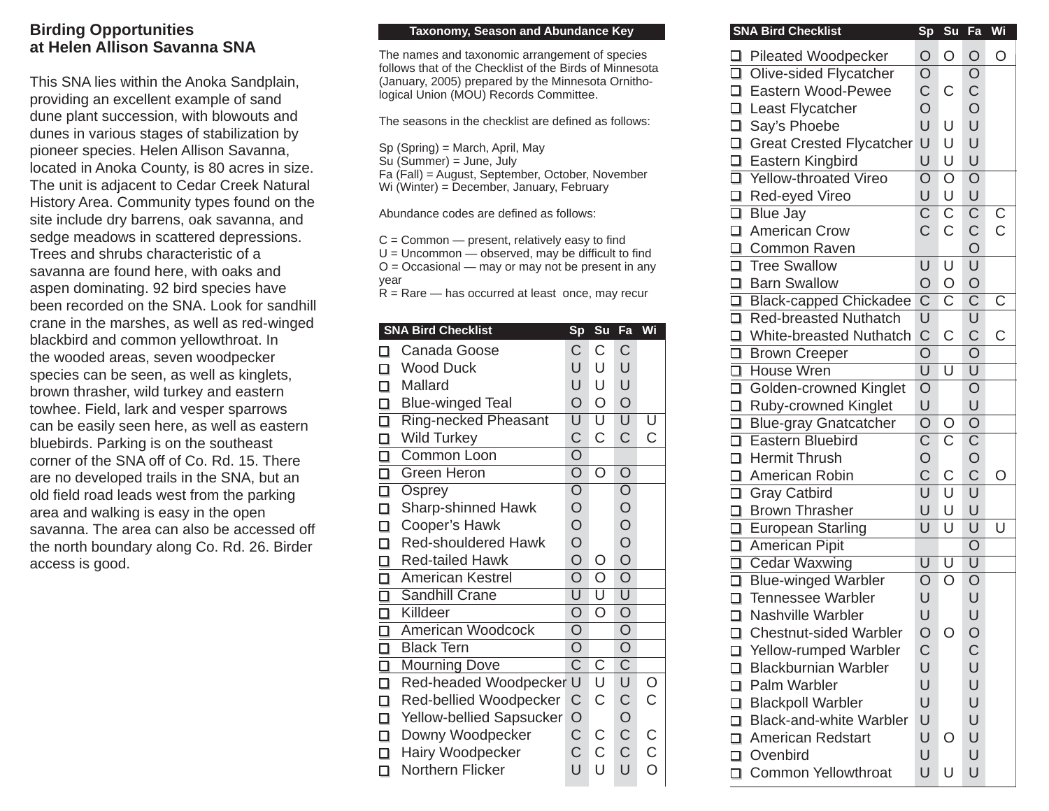## Birding Opportunities at Helen Allison Savanna SNA

This SNA lies within the Anoka Sandplain, providing an excellent example of sand dune plant succession, with blowouts and dunes in various stages of stabilization by pioneer species. Helen Allison Savanna, located in Anoka County, is 80 acres in size. The unit is adjacent to Cedar Creek Natural History Area. Community types found on the site include dry barrens, oak savanna, and sedge meadows in scattered depressions. Trees and shrubs characteristic of a savanna are found here, with oaks and aspen dominating. 92 bird species have been recorded on the SNA. Look for sandhill crane in the marshes, as well as red-winged blackbird and common yellowthroat. In the wooded areas, seven woodpecker species can be seen, as well as kinglets, brown thrasher, wild turkey and eastern towhee. Field, lark and vesper sparrows can be easily seen here, as well as eastern bluebirds. Parking is on the southeast corner of the SNA off of Co. Rd. 15. There are no developed trails in the SNA, but an old field road leads west from the parking area and walking is easy in the open savanna. The area can also be accessed off the north boundary along Co. Rd. 26. Birder access is good.

### Taxonomy, Season and Abundance Key

The names and taxonomic arrangement of species follows that of the Checklist of the Birds of Minnesota (January, 2005) prepared by the Minnesota Ornithological Union (MOU) Records Committee.

The seasons in the checklist are defined as follows:

Sp (Spring) = March, April, May
Su (Summer) = June, July
Fa (Fall) = August, September, October, November
Wi (Winter) = December, January, February

Abundance codes are defined as follows:

C = Common — present, relatively easy to find
U = Uncommon — observed, may be difficult to find
O = Occasional — may or may not be present in any year
R = Rare — has occurred at least once, may recur

### SNA Bird Checklist

| SNA Bird Checklist | Sp | Su | Fa | Wi |
|---|---|---|---|---|
| ☐ Canada Goose | C | C | C | |
| ☐ Wood Duck | U | U | U | |
| ☐ Mallard | U | U | U | |
| ☐ Blue-winged Teal | O | O | O | |
| ☐ Ring-necked Pheasant | U | U | U | U |
| ☐ Wild Turkey | C | C | C | C |
| ☐ Common Loon | O | | | |
| ☐ Green Heron | O | O | O | |
| ☐ Osprey | O | | O | |
| ☐ Sharp-shinned Hawk | O | | O | |
| ☐ Cooper's Hawk | O | | O | |
| ☐ Red-shouldered Hawk | O | | O | |
| ☐ Red-tailed Hawk | O | O | O | |
| ☐ American Kestrel | O | O | O | |
| ☐ Sandhill Crane | U | U | U | |
| ☐ Killdeer | O | O | O | |
| ☐ American Woodcock | O | | O | |
| ☐ Black Tern | O | | O | |
| ☐ Mourning Dove | C | C | C | |
| ☐ Red-headed Woodpecker | U | U | U | O |
| ☐ Red-bellied Woodpecker | C | C | C | C |
| ☐ Yellow-bellied Sapsucker | O | | O | |
| ☐ Downy Woodpecker | C | C | C | C |
| ☐ Hairy Woodpecker | C | C | C | C |
| ☐ Northern Flicker | U | U | U | O |
| ☐ Pileated Woodpecker | O | O | O | O |
| ☐ Olive-sided Flycatcher | O | | O | |
| ☐ Eastern Wood-Pewee | C | C | C | |
| ☐ Least Flycatcher | O | | O | |
| ☐ Say's Phoebe | U | U | U | |
| ☐ Great Crested Flycatcher | U | U | U | |
| ☐ Eastern Kingbird | U | U | U | |
| ☐ Yellow-throated Vireo | O | O | O | |
| ☐ Red-eyed Vireo | U | U | U | |
| ☐ Blue Jay | C | C | C | C |
| ☐ American Crow | C | C | C | C |
| ☐ Common Raven | | | O | |
| ☐ Tree Swallow | U | U | U | |
| ☐ Barn Swallow | O | O | O | |
| ☐ Black-capped Chickadee | C | C | C | C |
| ☐ Red-breasted Nuthatch | U | | U | |
| ☐ White-breasted Nuthatch | C | C | C | C |
| ☐ Brown Creeper | O | | O | |
| ☐ House Wren | U | U | U | |
| ☐ Golden-crowned Kinglet | O | | O | |
| ☐ Ruby-crowned Kinglet | U | | U | |
| ☐ Blue-gray Gnatcatcher | O | O | O | |
| ☐ Eastern Bluebird | C | C | C | |
| ☐ Hermit Thrush | O | | O | |
| ☐ American Robin | C | C | C | O |
| ☐ Gray Catbird | U | U | U | |
| ☐ Brown Thrasher | U | U | U | |
| ☐ European Starling | U | U | U | U |
| ☐ American Pipit | | | O | |
| ☐ Cedar Waxwing | U | U | U | |
| ☐ Blue-winged Warbler | O | O | O | |
| ☐ Tennessee Warbler | U | | U | |
| ☐ Nashville Warbler | U | | U | |
| ☐ Chestnut-sided Warbler | O | O | O | |
| ☐ Yellow-rumped Warbler | C | | C | |
| ☐ Blackburnian Warbler | U | | U | |
| ☐ Palm Warbler | U | | U | |
| ☐ Blackpoll Warbler | U | | U | |
| ☐ Black-and-white Warbler | U | | U | |
| ☐ American Redstart | U | O | U | |
| ☐ Ovenbird | U | | U | |
| ☐ Common Yellowthroat | U | U | U | |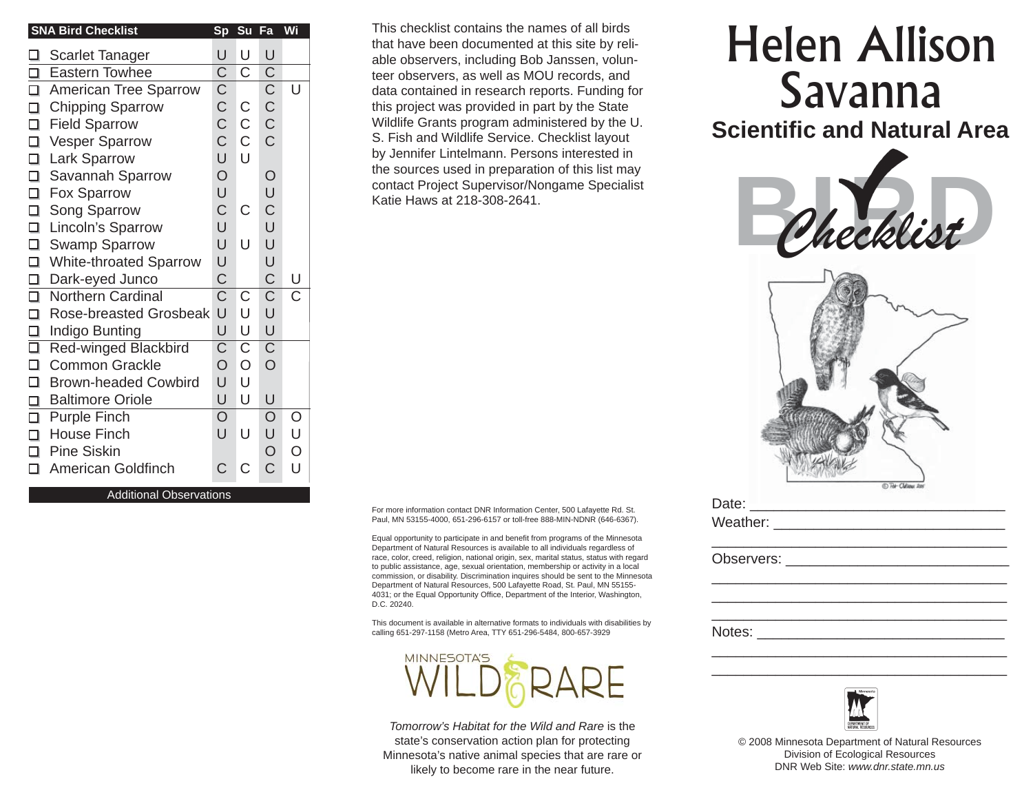| SNA Bird Checklist | Sp | Su | Fa | Wi |
|---|---|---|---|---|
| ☐ Scarlet Tanager | U | U | U | |
| ☐ Eastern Towhee | C | C | C | |
| ☐ American Tree Sparrow | C | | C | U |
| ☐ Chipping Sparrow | C | C | C | |
| ☐ Field Sparrow | C | C | C | |
| ☐ Vesper Sparrow | C | C | C | |
| ☐ Lark Sparrow | U | U | | |
| ☐ Savannah Sparrow | O | | O | |
| ☐ Fox Sparrow | U | | U | |
| ☐ Song Sparrow | C | C | C | |
| ☐ Lincoln's Sparrow | U | | U | |
| ☐ Swamp Sparrow | U | U | U | |
| ☐ White-throated Sparrow | U | | U | |
| ☐ Dark-eyed Junco | C | | C | U |
| ☐ Northern Cardinal | C | C | C | C |
| ☐ Rose-breasted Grosbeak | U | U | U | |
| ☐ Indigo Bunting | U | U | U | |
| ☐ Red-winged Blackbird | C | C | C | |
| ☐ Common Grackle | O | O | O | |
| ☐ Brown-headed Cowbird | U | U | | |
| ☐ Baltimore Oriole | U | U | U | |
| ☐ Purple Finch | O | | O | O |
| ☐ House Finch | U | U | U | U |
| ☐ Pine Siskin | | | O | O |
| ☐ American Goldfinch | C | C | C | U |

**Additional Observations**

This checklist contains the names of all birds that have been documented at this site by reliable observers, including Bob Janssen, volunteer observers, as well as MOU records, and data contained in research reports. Funding for this project was provided in part by the State Wildlife Grants program administered by the U. S. Fish and Wildlife Service. Checklist layout by Jennifer Lintelmann. Persons interested in the sources used in preparation of this list may contact Project Supervisor/Nongame Specialist Katie Haws at 218-308-2641.

For more information contact DNR Information Center, 500 Lafayette Rd. St. Paul, MN 53155-4000, 651-296-6157 or toll-free 888-MIN-NDNR (646-6367).

Equal opportunity to participate in and benefit from programs of the Minnesota Department of Natural Resources is available to all individuals regardless of race, color, creed, religion, national origin, sex, marital status, status with regard to public assistance, age, sexual orientation, membership or activity in a local commission, or disability. Discrimination inquires should be sent to the Minnesota Department of Natural Resources, 500 Lafayette Road, St. Paul, MN 55155-4031; or the Equal Opportunity Office, Department of the Interior, Washington, D.C. 20240.

This document is available in alternative formats to individuals with disabilities by calling 651-297-1158 (Metro Area, TTY 651-296-5484, 800-657-3929

MINNESOTA'S WILD & RARE

*Tomorrow's Habitat for the Wild and Rare* is the state's conservation action plan for protecting Minnesota's native animal species that are rare or likely to become rare in the near future.

# Helen Allison Savanna

## Scientific and Natural Area

## BIRD Checklist

© Tab-Chiltson 2005

Date: ______________________________

Weather: ______________________________

______________________________

Observers: ______________________________

______________________________

______________________________

______________________________

Notes: ______________________________

______________________________

______________________________

© 2008 Minnesota Department of Natural Resources
Division of Ecological Resources
DNR Web Site: *www.dnr.state.mn.us*